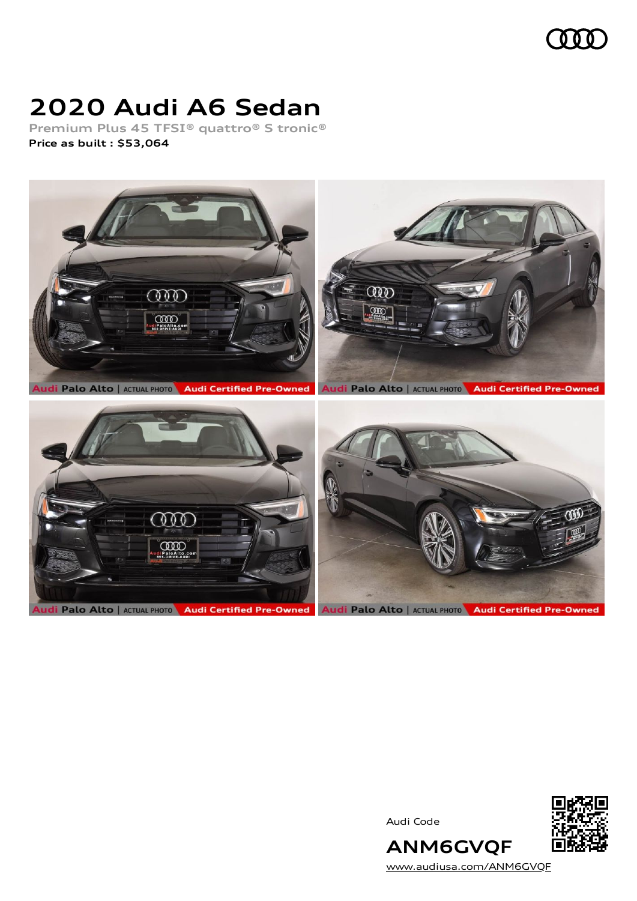# 2020 Audi A6 Sedan

Premium Plus 45 TFSI® quattro® S tronic®

**Price as built : $53,064**

Audi Code

**ANM6GVQF**

www.audiusa.com/ANM6GVQF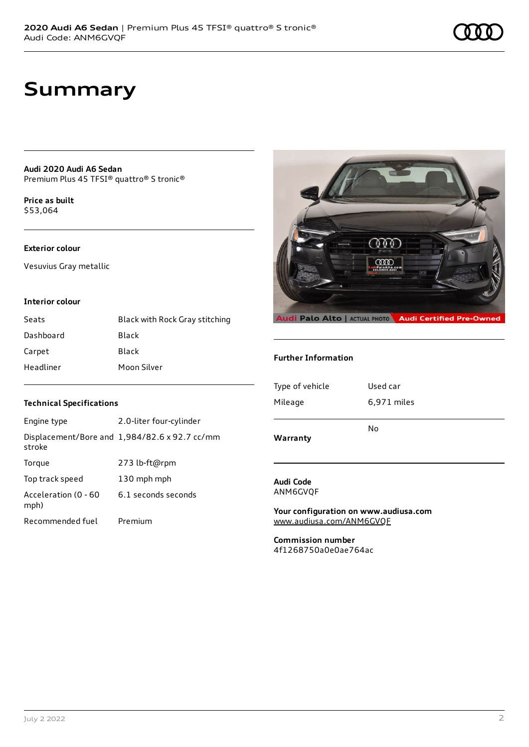# Summary

**Audi 2020 Audi A6 Sedan**
Premium Plus 45 TFSI® quattro® S tronic®

**Price as built**
$53,064

### Exterior colour

Vesuvius Gray metallic

### Interior colour

| | |
|---|---|
| Seats | Black with Rock Gray stitching |
| Dashboard | Black |
| Carpet | Black |
| Headliner | Moon Silver |

### Technical Specifications

| | |
|---|---|
| Engine type | 2.0-liter four-cylinder |
| Displacement/Bore and stroke | 1,984/82.6 x 92.7 cc/mm |
| Torque | 273 lb-ft@rpm |
| Top track speed | 130 mph mph |
| Acceleration (0 - 60 mph) | 6.1 seconds seconds |
| Recommended fuel | Premium |

### Further Information

| | |
|---|---|
| Type of vehicle | Used car |
| Mileage | 6,971 miles |
| **Warranty** | No |

**Audi Code**
ANM6GVQF

**Your configuration on www.audiusa.com**
www.audiusa.com/ANM6GVQF

**Commission number**
4f1268750a0e0ae764ac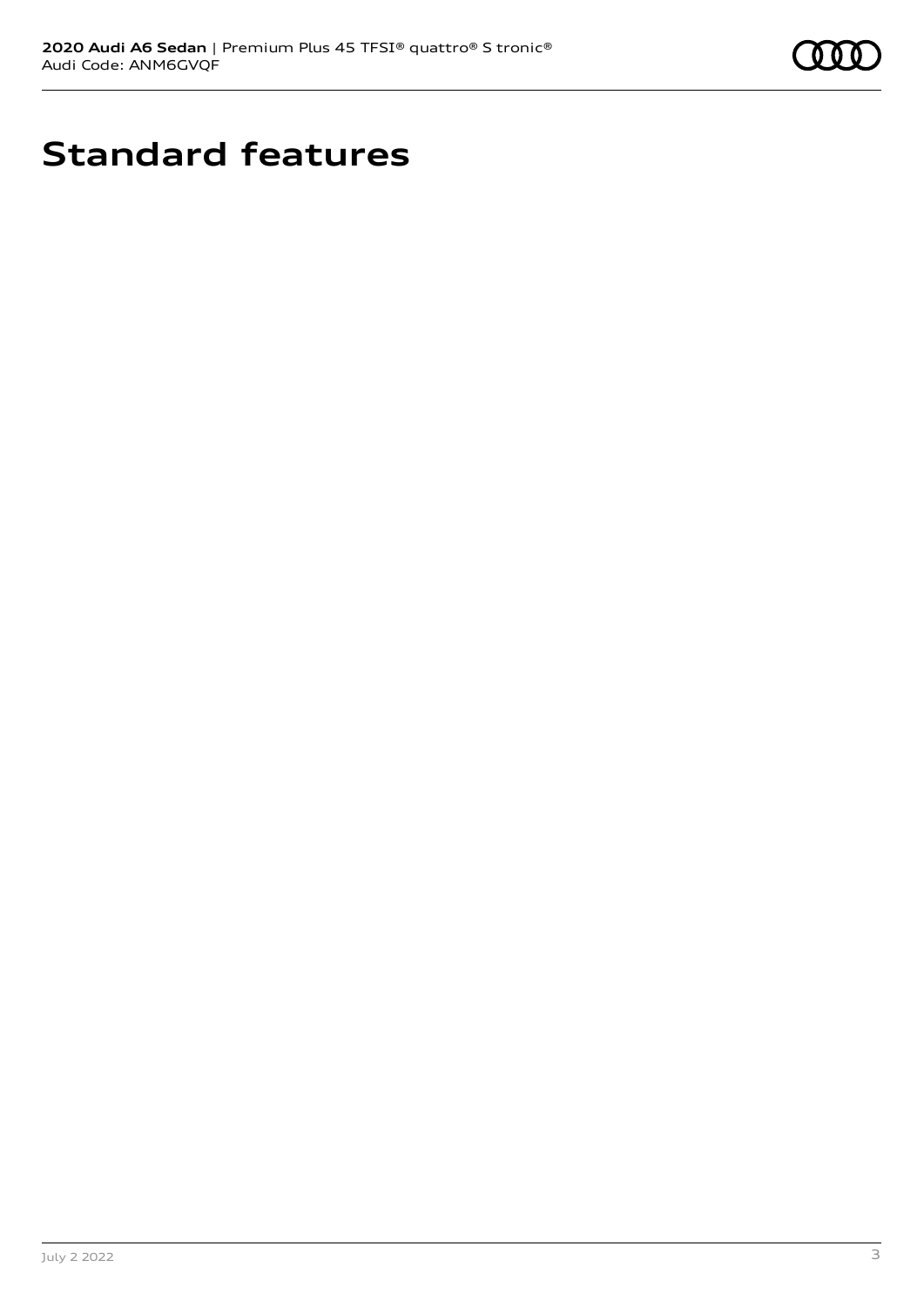# Standard features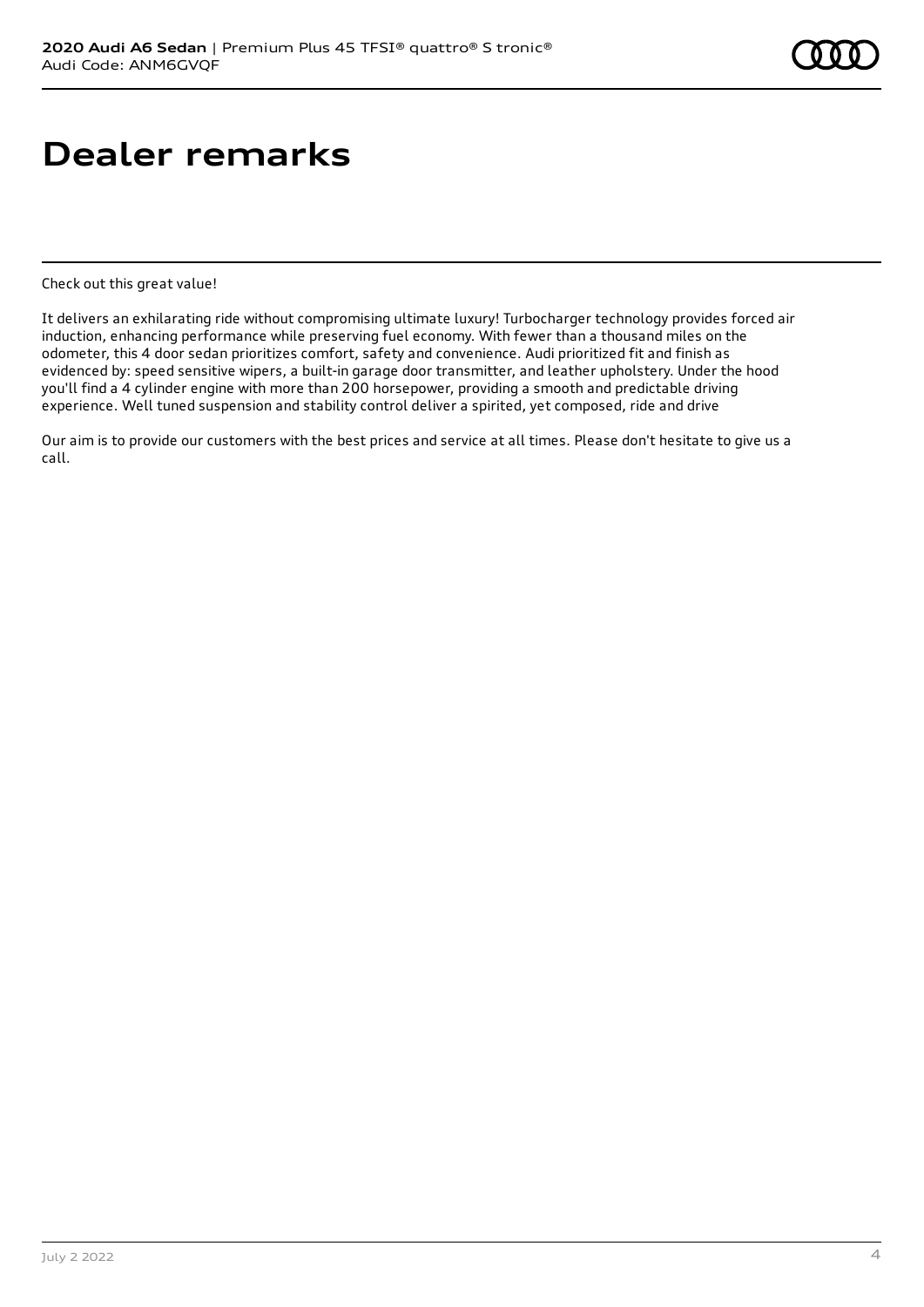# Dealer remarks

Check out this great value!

It delivers an exhilarating ride without compromising ultimate luxury! Turbocharger technology provides forced air induction, enhancing performance while preserving fuel economy. With fewer than a thousand miles on the odometer, this 4 door sedan prioritizes comfort, safety and convenience. Audi prioritized fit and finish as evidenced by: speed sensitive wipers, a built-in garage door transmitter, and leather upholstery. Under the hood you'll find a 4 cylinder engine with more than 200 horsepower, providing a smooth and predictable driving experience. Well tuned suspension and stability control deliver a spirited, yet composed, ride and drive

Our aim is to provide our customers with the best prices and service at all times. Please don't hesitate to give us a call.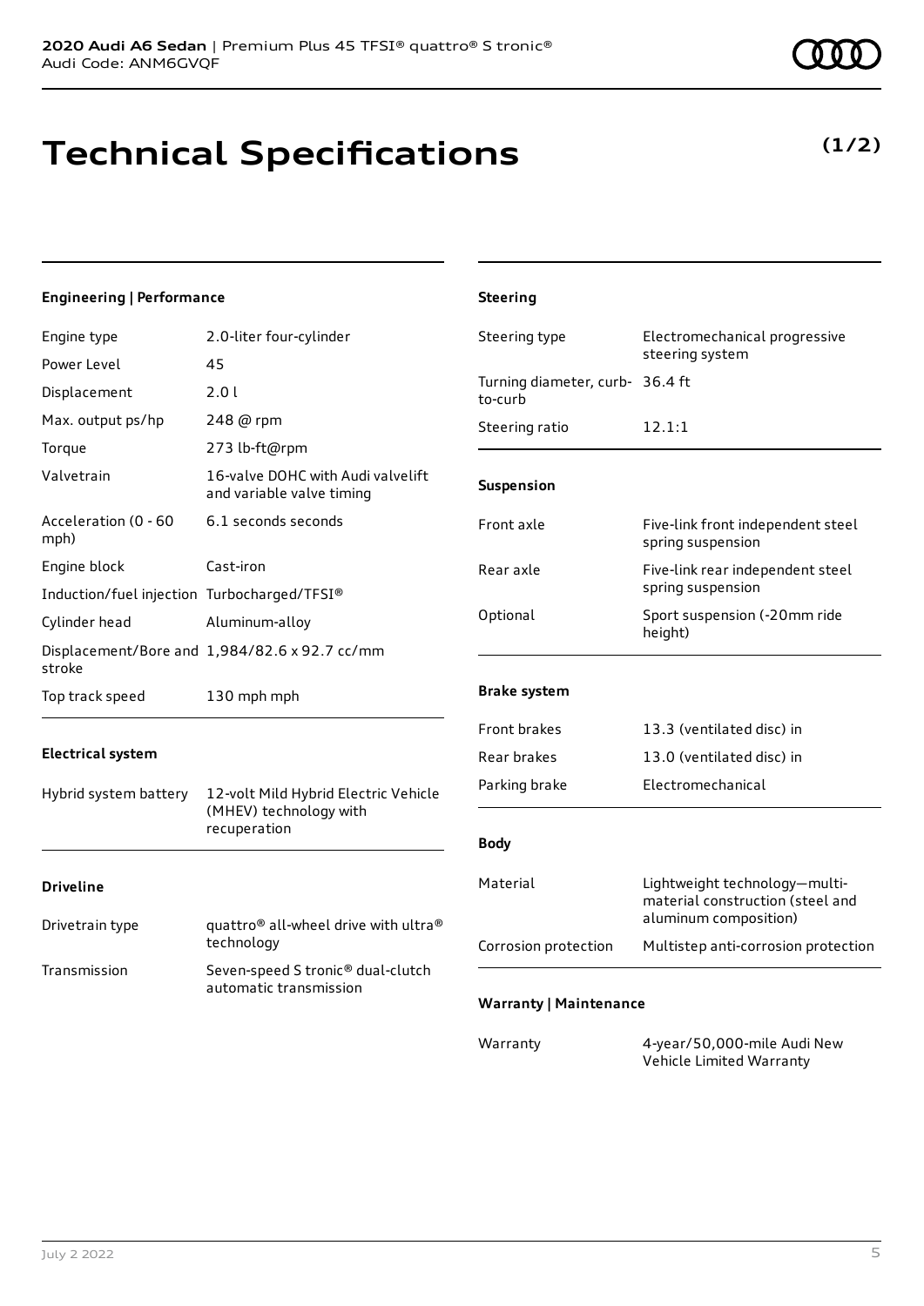# Technical Specifications

**(1/2)**

### Engineering | Performance

| | |
|---|---|
| Engine type | 2.0-liter four-cylinder |
| Power Level | 45 |
| Displacement | 2.0 l |
| Max. output ps/hp | 248 @ rpm |
| Torque | 273 lb-ft@rpm |
| Valvetrain | 16-valve DOHC with Audi valvelift and variable valve timing |
| Acceleration (0 - 60 mph) | 6.1 seconds seconds |
| Engine block | Cast-iron |
| Induction/fuel injection | Turbocharged/TFSI® |
| Cylinder head | Aluminum-alloy |
| Displacement/Bore and stroke | 1,984/82.6 x 92.7 cc/mm |
| Top track speed | 130 mph mph |

### Electrical system

| | |
|---|---|
| Hybrid system battery | 12-volt Mild Hybrid Electric Vehicle (MHEV) technology with recuperation |

### Driveline

| | |
|---|---|
| Drivetrain type | quattro® all-wheel drive with ultra® technology |
| Transmission | Seven-speed S tronic® dual-clutch automatic transmission |

### Steering

| | |
|---|---|
| Steering type | Electromechanical progressive steering system |
| Turning diameter, curb-to-curb | 36.4 ft |
| Steering ratio | 12.1:1 |

### Suspension

| | |
|---|---|
| Front axle | Five-link front independent steel spring suspension |
| Rear axle | Five-link rear independent steel spring suspension |
| Optional | Sport suspension (-20mm ride height) |

### Brake system

| | |
|---|---|
| Front brakes | 13.3 (ventilated disc) in |
| Rear brakes | 13.0 (ventilated disc) in |
| Parking brake | Electromechanical |

### Body

| | |
|---|---|
| Material | Lightweight technology—multi-material construction (steel and aluminum composition) |
| Corrosion protection | Multistep anti-corrosion protection |

### Warranty | Maintenance

| | |
|---|---|
| Warranty | 4-year/50,000-mile Audi New Vehicle Limited Warranty |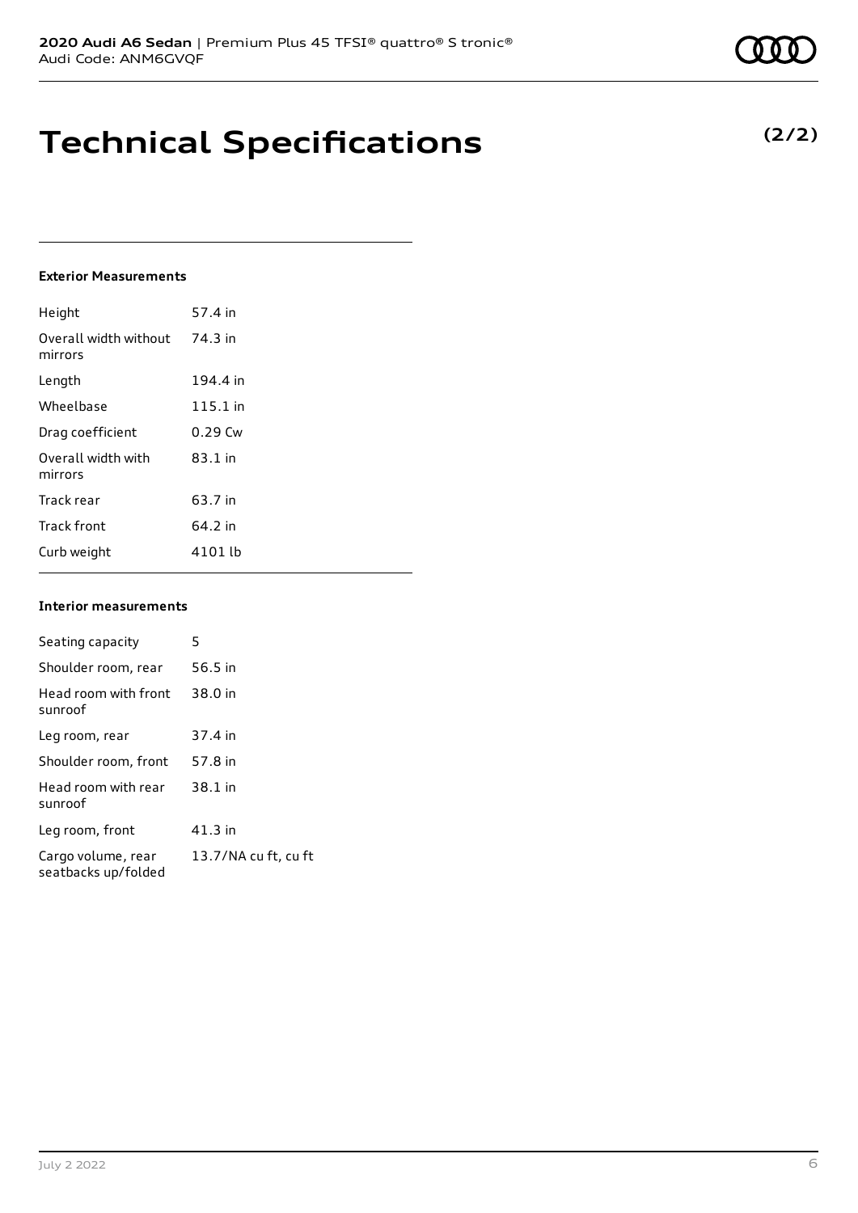# Technical Specifications

**(2/2)**

#### Exterior Measurements

| | |
|---|---|
| Height | 57.4 in |
| Overall width without mirrors | 74.3 in |
| Length | 194.4 in |
| Wheelbase | 115.1 in |
| Drag coefficient | 0.29 Cw |
| Overall width with mirrors | 83.1 in |
| Track rear | 63.7 in |
| Track front | 64.2 in |
| Curb weight | 4101 lb |

#### Interior measurements

| | |
|---|---|
| Seating capacity | 5 |
| Shoulder room, rear | 56.5 in |
| Head room with front sunroof | 38.0 in |
| Leg room, rear | 37.4 in |
| Shoulder room, front | 57.8 in |
| Head room with rear sunroof | 38.1 in |
| Leg room, front | 41.3 in |
| Cargo volume, rear seatbacks up/folded | 13.7/NA cu ft, cu ft |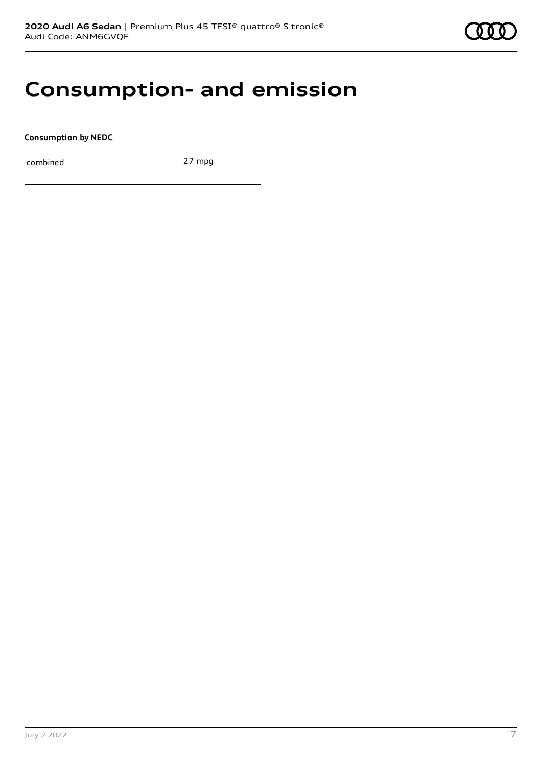# Consumption- and emission

**Consumption by NEDC**

| combined | 27 mpg |
| --- | --- |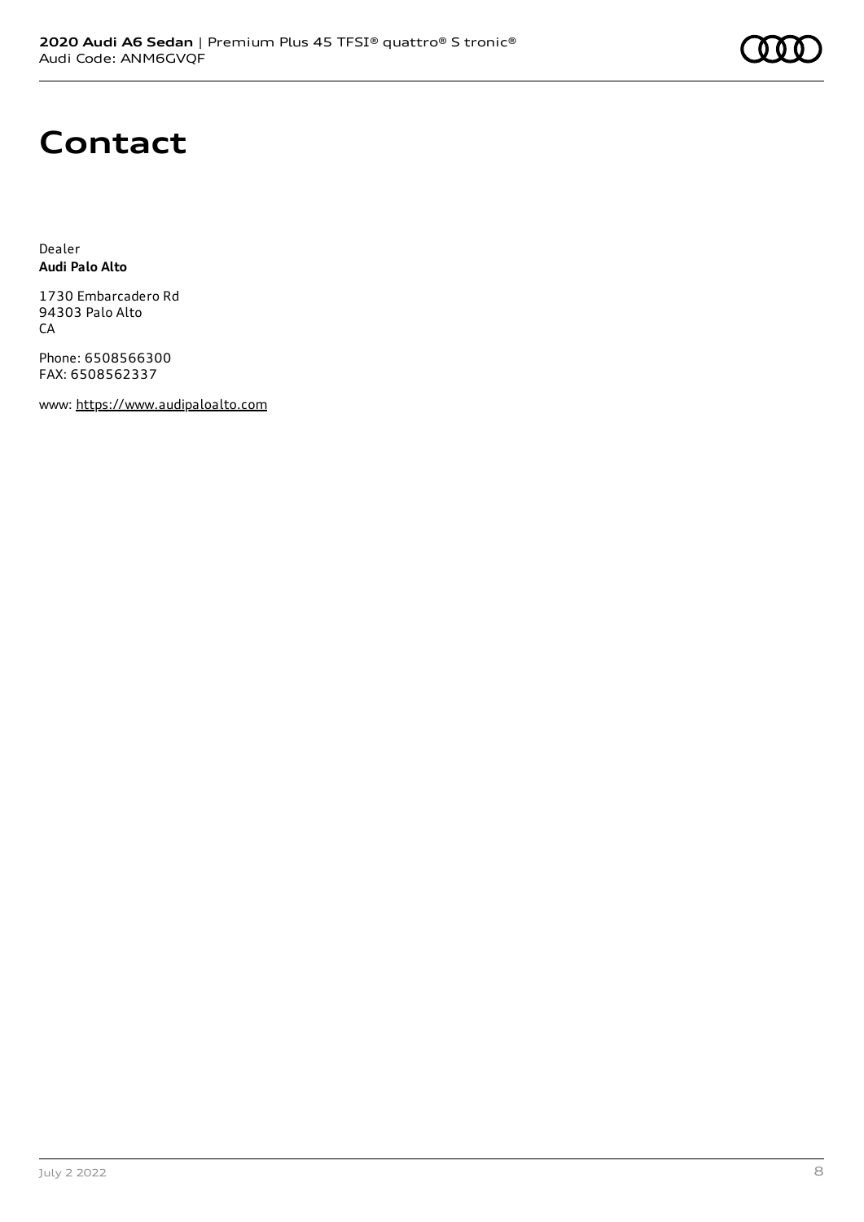# Contact

Dealer
**Audi Palo Alto**

1730 Embarcadero Rd
94303 Palo Alto
CA

Phone: 6508566300
FAX: 6508562337

www: https://www.audipaloalto.com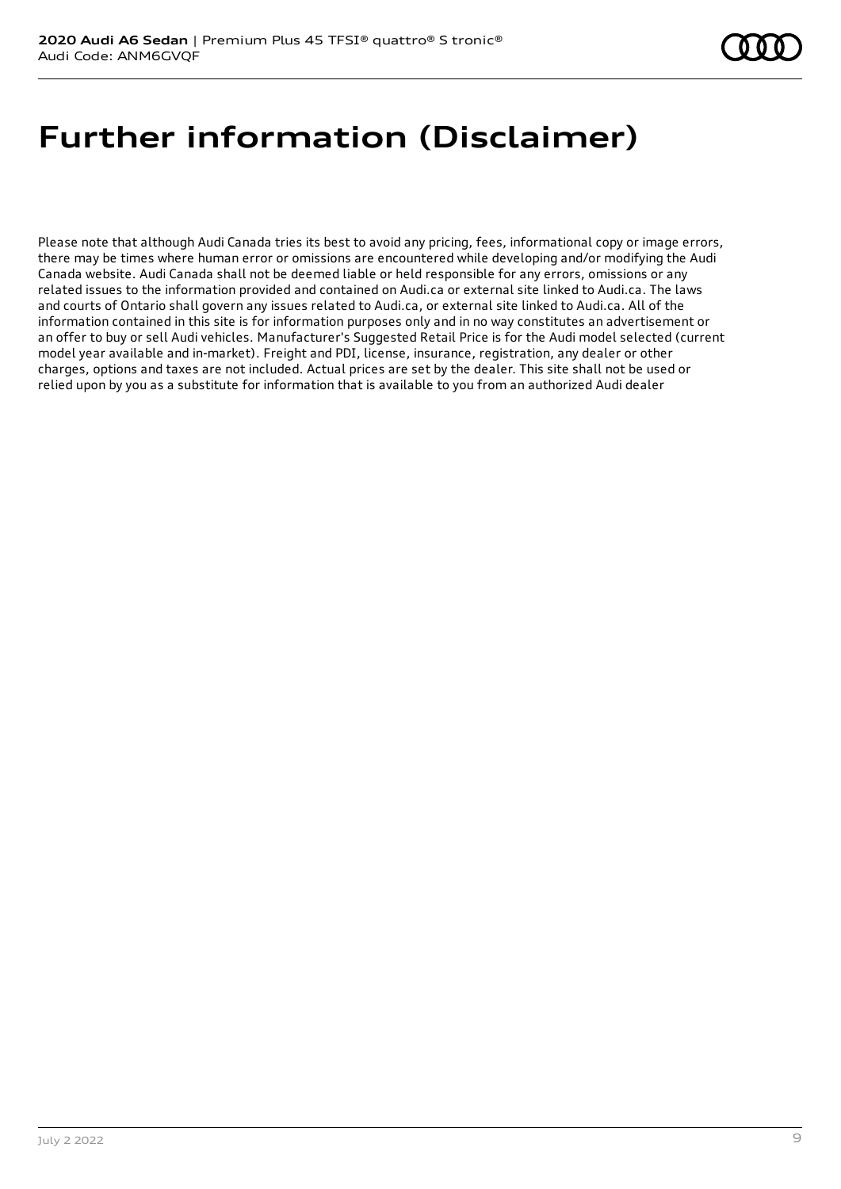# Further information (Disclaimer)

Please note that although Audi Canada tries its best to avoid any pricing, fees, informational copy or image errors, there may be times where human error or omissions are encountered while developing and/or modifying the Audi Canada website. Audi Canada shall not be deemed liable or held responsible for any errors, omissions or any related issues to the information provided and contained on Audi.ca or external site linked to Audi.ca. The laws and courts of Ontario shall govern any issues related to Audi.ca, or external site linked to Audi.ca. All of the information contained in this site is for information purposes only and in no way constitutes an advertisement or an offer to buy or sell Audi vehicles. Manufacturer's Suggested Retail Price is for the Audi model selected (current model year available and in-market). Freight and PDI, license, insurance, registration, any dealer or other charges, options and taxes are not included. Actual prices are set by the dealer. This site shall not be used or relied upon by you as a substitute for information that is available to you from an authorized Audi dealer